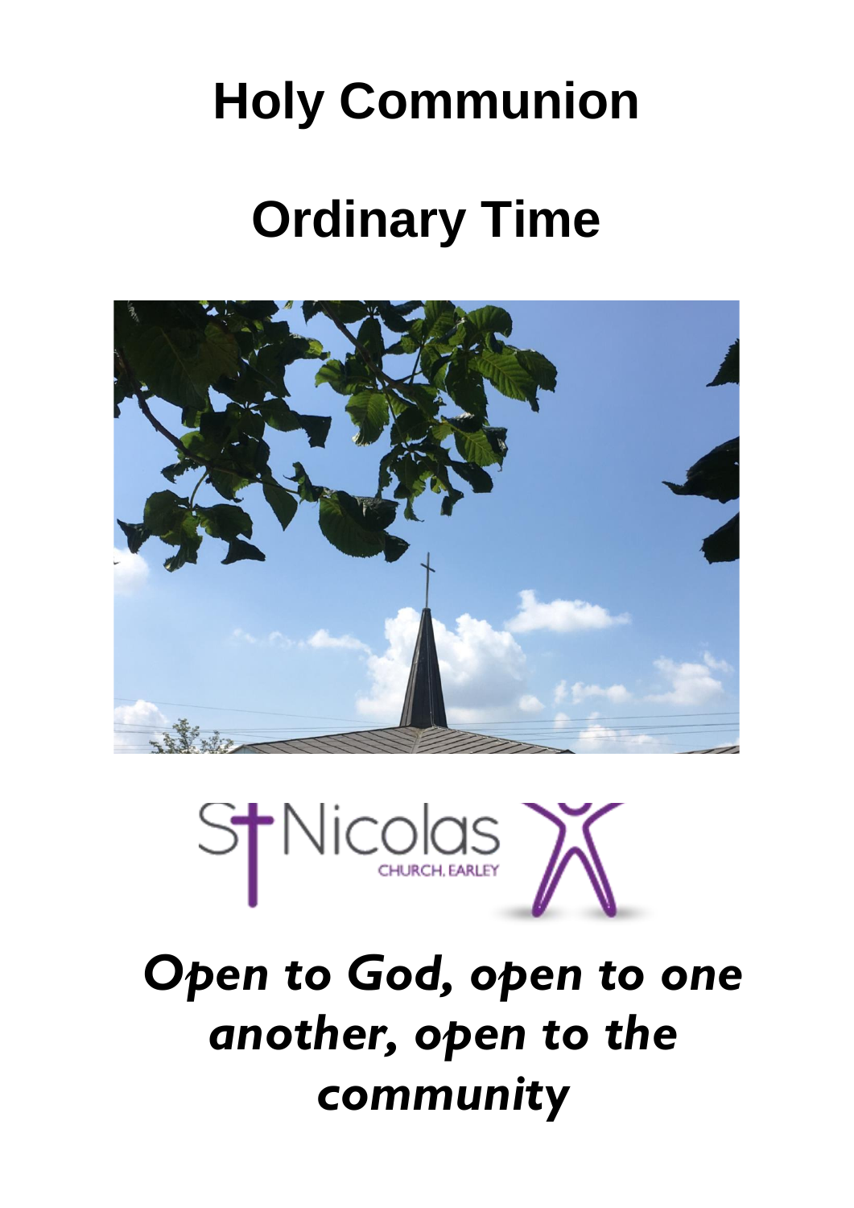# Holy Communion

# Ordinary Time

St Nicolas CHURCH, EARLEY

***Open to God, open to one another, open to the community***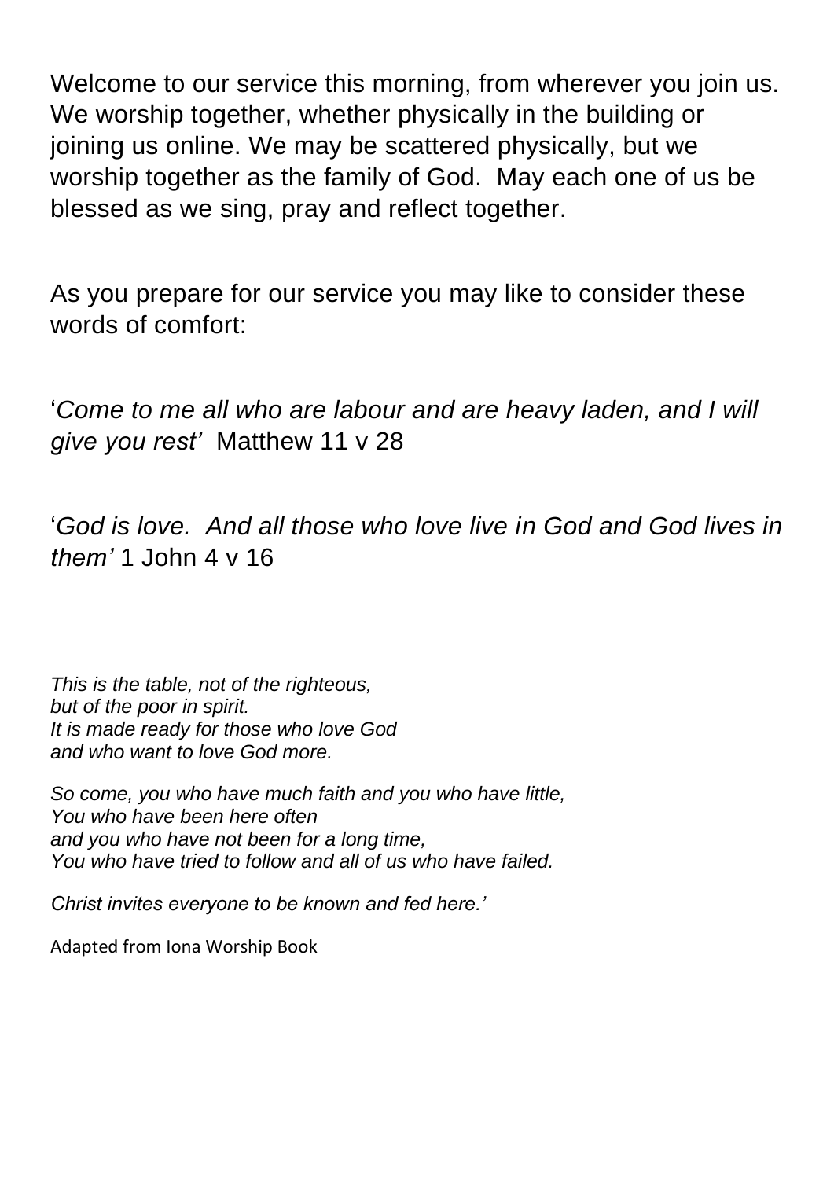Welcome to our service this morning, from wherever you join us. We worship together, whether physically in the building or joining us online. We may be scattered physically, but we worship together as the family of God. May each one of us be blessed as we sing, pray and reflect together.

As you prepare for our service you may like to consider these words of comfort:

'*Come to me all who are labour and are heavy laden, and I will give you rest*' Matthew 11 v 28

'*God is love. And all those who love live in God and God lives in them'* 1 John 4 v 16

*This is the table, not of the righteous,*
*but of the poor in spirit.*
*It is made ready for those who love God*
*and who want to love God more.*

*So come, you who have much faith and you who have little,*
*You who have been here often*
*and you who have not been for a long time,*
*You who have tried to follow and all of us who have failed.*

*Christ invites everyone to be known and fed here.'*

Adapted from Iona Worship Book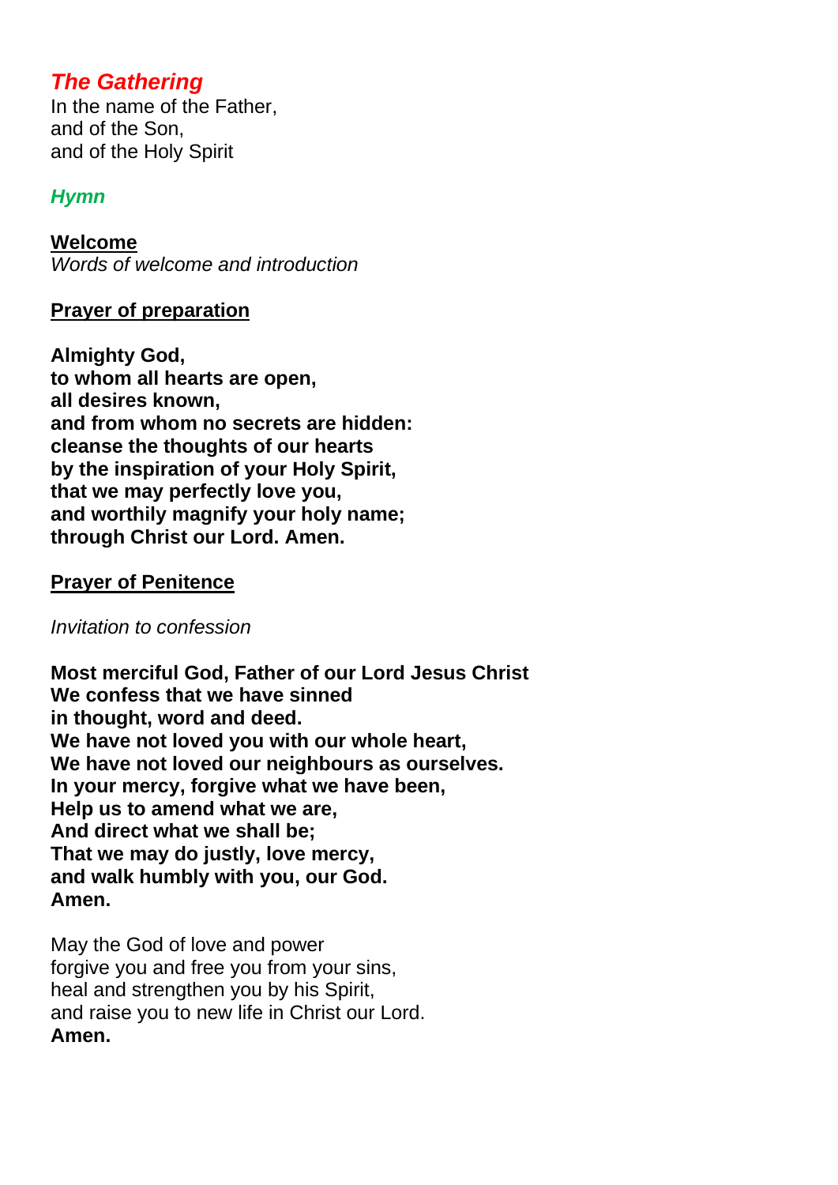## *The Gathering*

In the name of the Father,
and of the Son,
and of the Holy Spirit

### *Hymn*

**Welcome**

*Words of welcome and introduction*

**Prayer of preparation**

**Almighty God,**
**to whom all hearts are open,**
**all desires known,**
**and from whom no secrets are hidden:**
**cleanse the thoughts of our hearts**
**by the inspiration of your Holy Spirit,**
**that we may perfectly love you,**
**and worthily magnify your holy name;**
**through Christ our Lord. Amen.**

**Prayer of Penitence**

*Invitation to confession*

**Most merciful God, Father of our Lord Jesus Christ**
**We confess that we have sinned**
**in thought, word and deed.**
**We have not loved you with our whole heart,**
**We have not loved our neighbours as ourselves.**
**In your mercy, forgive what we have been,**
**Help us to amend what we are,**
**And direct what we shall be;**
**That we may do justly, love mercy,**
**and walk humbly with you, our God.**
**Amen.**

May the God of love and power
forgive you and free you from your sins,
heal and strengthen you by his Spirit,
and raise you to new life in Christ our Lord.
**Amen.**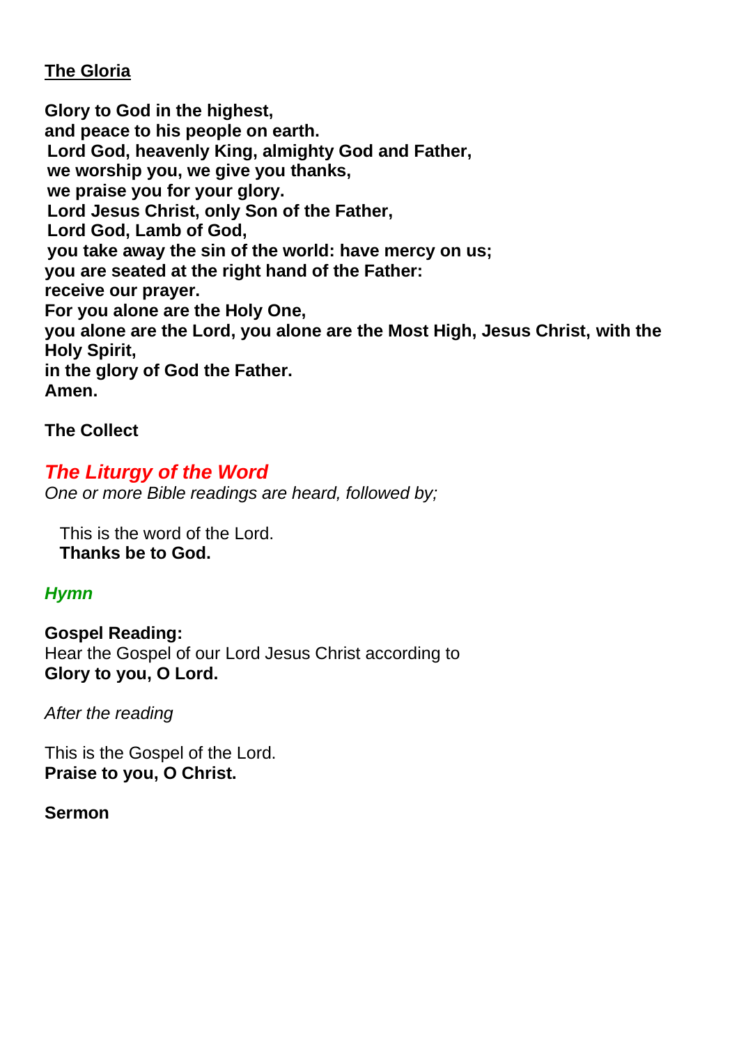## The Gloria

**Glory to God in the highest,**
**and peace to his people on earth.**
**Lord God, heavenly King, almighty God and Father,**
**we worship you, we give you thanks,**
**we praise you for your glory.**
**Lord Jesus Christ, only Son of the Father,**
**Lord God, Lamb of God,**
**you take away the sin of the world: have mercy on us;**
**you are seated at the right hand of the Father:**
**receive our prayer.**
**For you alone are the Holy One,**
**you alone are the Lord, you alone are the Most High, Jesus Christ, with the Holy Spirit,**
**in the glory of God the Father.**
**Amen.**

**The Collect**

## *The Liturgy of the Word*

*One or more Bible readings are heard, followed by;*

This is the word of the Lord.
**Thanks be to God.**

***Hymn***

**Gospel Reading:**
Hear the Gospel of our Lord Jesus Christ according to
**Glory to you, O Lord.**

*After the reading*

This is the Gospel of the Lord.
**Praise to you, O Christ.**

**Sermon**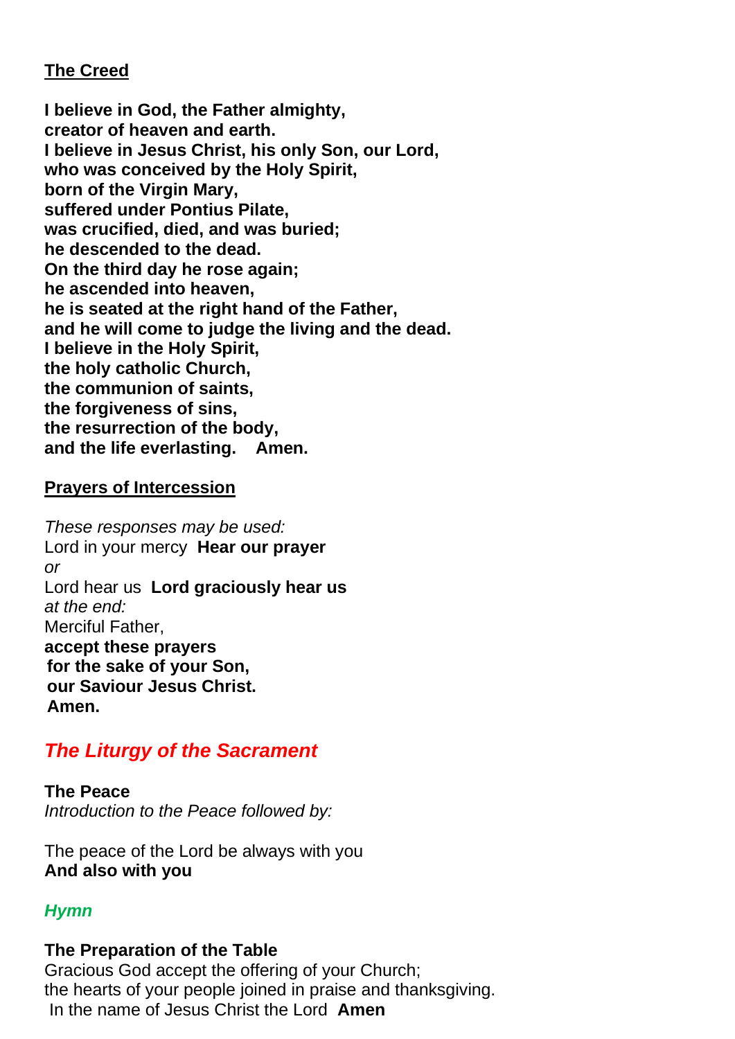**The Creed**

**I believe in God, the Father almighty,**
**creator of heaven and earth.**
**I believe in Jesus Christ, his only Son, our Lord,**
**who was conceived by the Holy Spirit,**
**born of the Virgin Mary,**
**suffered under Pontius Pilate,**
**was crucified, died, and was buried;**
**he descended to the dead.**
**On the third day he rose again;**
**he ascended into heaven,**
**he is seated at the right hand of the Father,**
**and he will come to judge the living and the dead.**
**I believe in the Holy Spirit,**
**the holy catholic Church,**
**the communion of saints,**
**the forgiveness of sins,**
**the resurrection of the body,**
**and the life everlasting. Amen.**

**Prayers of Intercession**

*These responses may be used:*
Lord in your mercy **Hear our prayer**
*or*
Lord hear us **Lord graciously hear us**
*at the end:*
Merciful Father,
**accept these prayers**
**for the sake of your Son,**
**our Saviour Jesus Christ.**
**Amen.**

## *The Liturgy of the Sacrament*

**The Peace**
*Introduction to the Peace followed by:*

The peace of the Lord be always with you
**And also with you**

***Hymn***

**The Preparation of the Table**
Gracious God accept the offering of your Church;
the hearts of your people joined in praise and thanksgiving.
In the name of Jesus Christ the Lord **Amen**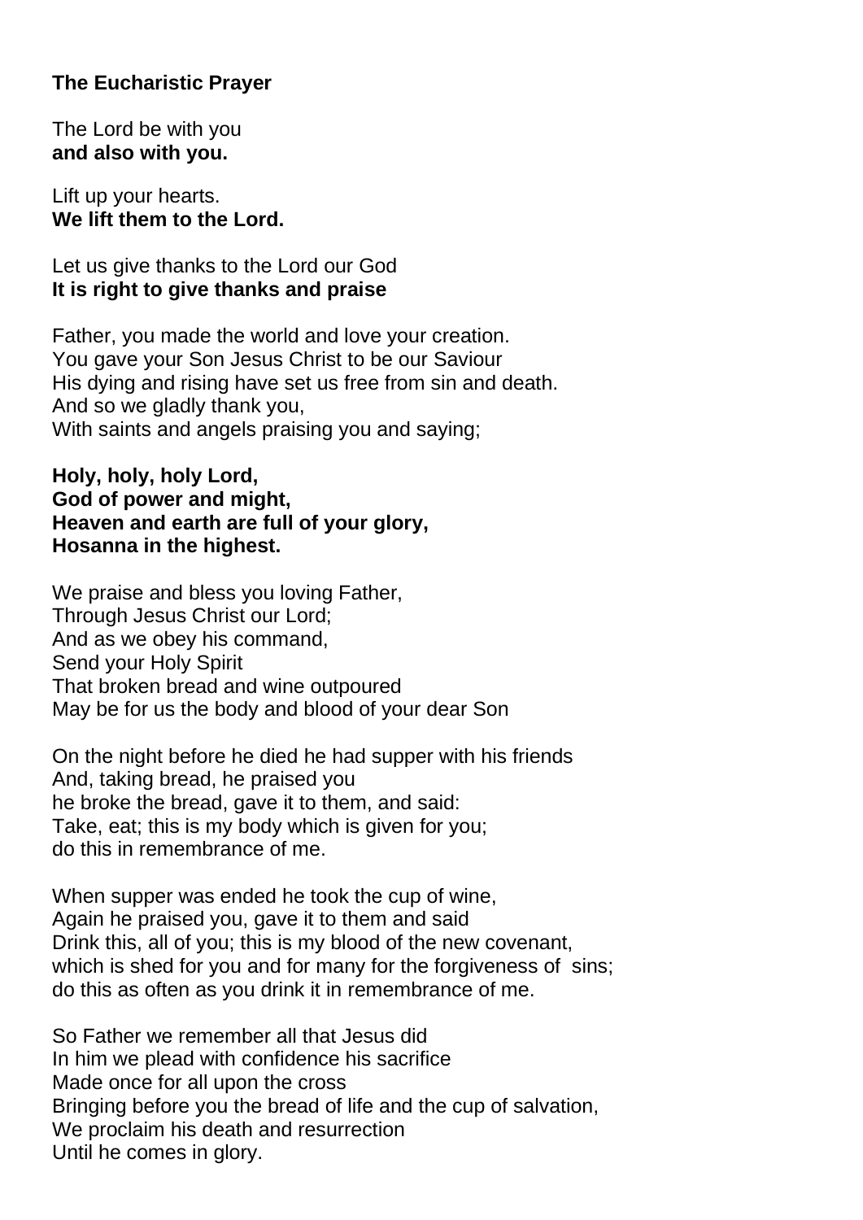**The Eucharistic Prayer**

The Lord be with you
**and also with you.**

Lift up your hearts.
**We lift them to the Lord.**

Let us give thanks to the Lord our God
**It is right to give thanks and praise**

Father, you made the world and love your creation.
You gave your Son Jesus Christ to be our Saviour
His dying and rising have set us free from sin and death.
And so we gladly thank you,
With saints and angels praising you and saying;

**Holy, holy, holy Lord,**
**God of power and might,**
**Heaven and earth are full of your glory,**
**Hosanna in the highest.**

We praise and bless you loving Father,
Through Jesus Christ our Lord;
And as we obey his command,
Send your Holy Spirit
That broken bread and wine outpoured
May be for us the body and blood of your dear Son

On the night before he died he had supper with his friends
And, taking bread, he praised you
he broke the bread, gave it to them, and said:
Take, eat; this is my body which is given for you;
do this in remembrance of me.

When supper was ended he took the cup of wine,
Again he praised you, gave it to them and said
Drink this, all of you; this is my blood of the new covenant,
which is shed for you and for many for the forgiveness of sins;
do this as often as you drink it in remembrance of me.

So Father we remember all that Jesus did
In him we plead with confidence his sacrifice
Made once for all upon the cross
Bringing before you the bread of life and the cup of salvation,
We proclaim his death and resurrection
Until he comes in glory.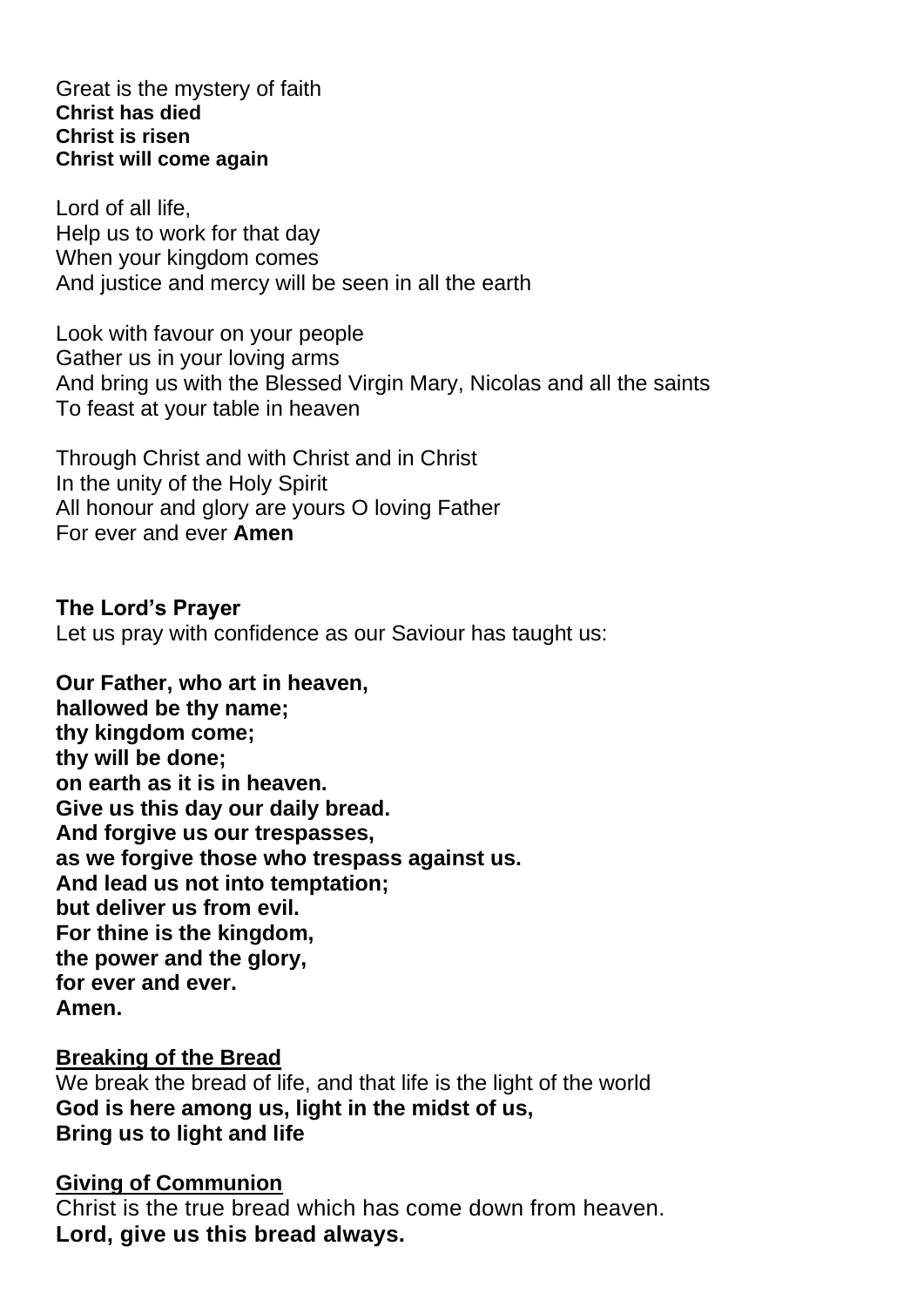Great is the mystery of faith
**Christ has died**
**Christ is risen**
**Christ will come again**

Lord of all life,
Help us to work for that day
When your kingdom comes
And justice and mercy will be seen in all the earth

Look with favour on your people
Gather us in your loving arms
And bring us with the Blessed Virgin Mary, Nicolas and all the saints
To feast at your table in heaven

Through Christ and with Christ and in Christ
In the unity of the Holy Spirit
All honour and glory are yours O loving Father
For ever and ever **Amen**

**The Lord's Prayer**
Let us pray with confidence as our Saviour has taught us:

**Our Father, who art in heaven,**
**hallowed be thy name;**
**thy kingdom come;**
**thy will be done;**
**on earth as it is in heaven.**
**Give us this day our daily bread.**
**And forgive us our trespasses,**
**as we forgive those who trespass against us.**
**And lead us not into temptation;**
**but deliver us from evil.**
**For thine is the kingdom,**
**the power and the glory,**
**for ever and ever.**
**Amen.**

**Breaking of the Bread**
We break the bread of life, and that life is the light of the world
**God is here among us, light in the midst of us,**
**Bring us to light and life**

**Giving of Communion**
Christ is the true bread which has come down from heaven.
**Lord, give us this bread always.**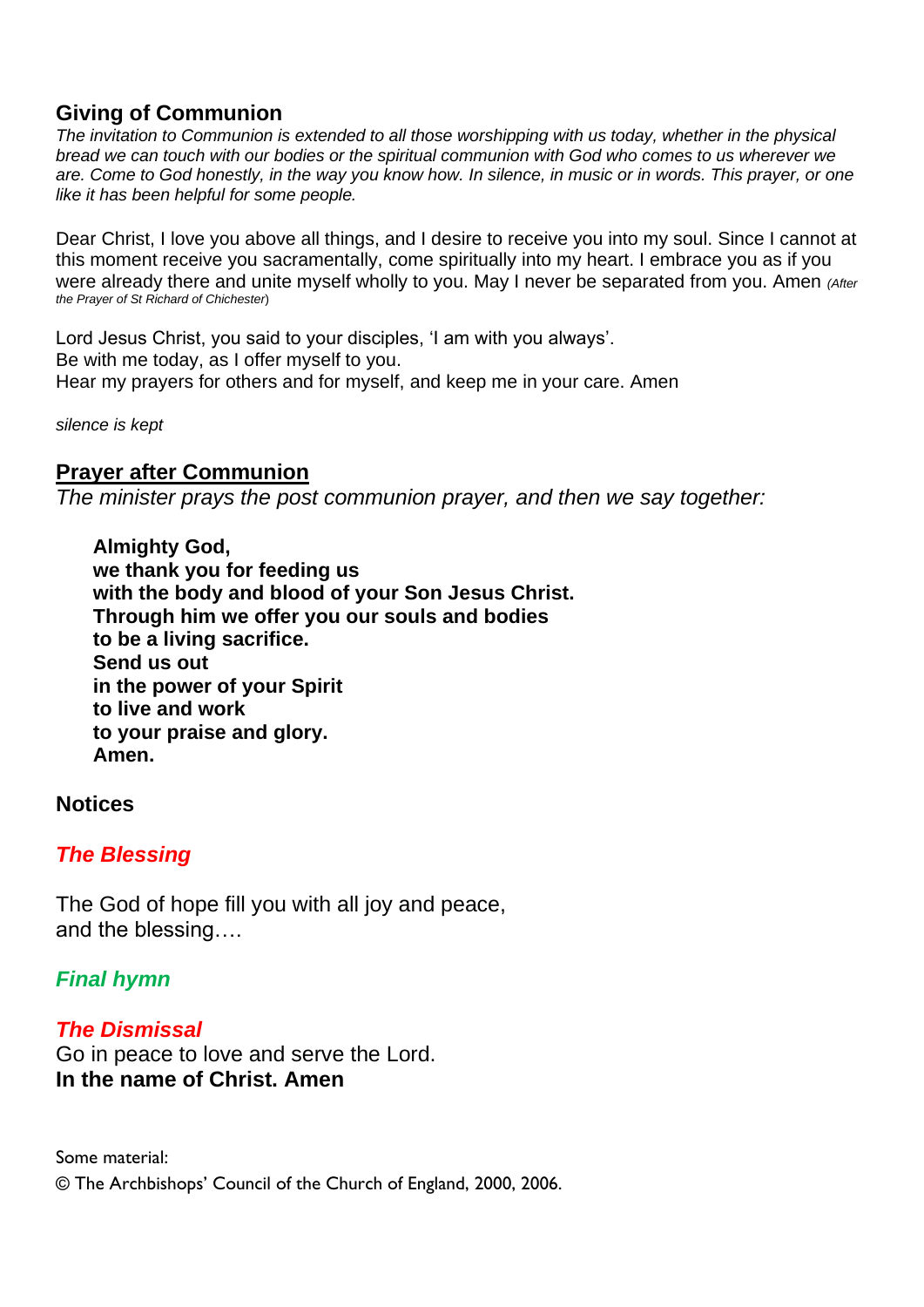## Giving of Communion

*The invitation to Communion is extended to all those worshipping with us today, whether in the physical bread we can touch with our bodies or the spiritual communion with God who comes to us wherever we are. Come to God honestly, in the way you know how. In silence, in music or in words. This prayer, or one like it has been helpful for some people.*

Dear Christ, I love you above all things, and I desire to receive you into my soul. Since I cannot at this moment receive you sacramentally, come spiritually into my heart. I embrace you as if you were already there and unite myself wholly to you. May I never be separated from you. Amen *(After the Prayer of St Richard of Chichester)*

Lord Jesus Christ, you said to your disciples, 'I am with you always'.
Be with me today, as I offer myself to you.
Hear my prayers for others and for myself, and keep me in your care. Amen

*silence is kept*

## Prayer after Communion

*The minister prays the post communion prayer, and then we say together:*

**Almighty God,**
**we thank you for feeding us**
**with the body and blood of your Son Jesus Christ.**
**Through him we offer you our souls and bodies**
**to be a living sacrifice.**
**Send us out**
**in the power of your Spirit**
**to live and work**
**to your praise and glory.**
**Amen.**

## Notices

## *The Blessing*

The God of hope fill you with all joy and peace,
and the blessing….

## *Final hymn*

## *The Dismissal*

Go in peace to love and serve the Lord.
**In the name of Christ. Amen**

Some material:
© The Archbishops' Council of the Church of England, 2000, 2006.